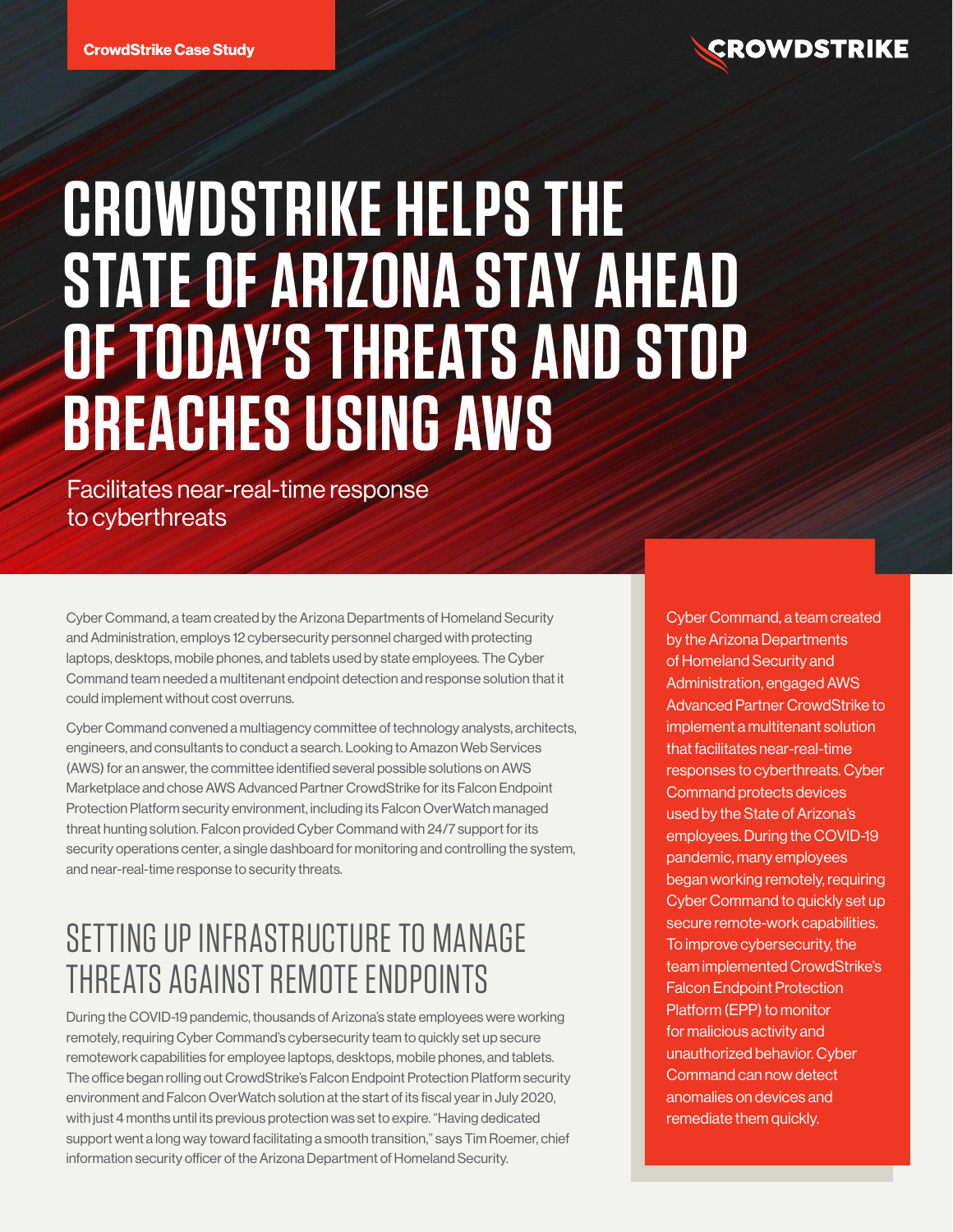CrowdStrike Case Study

# CROWDSTRIKE HELPS THE STATE OF ARIZONA STAY AHEAD OF TODAY'S THREATS AND STOP BREACHES USING AWS

Facilitates near-real-time response to cyberthreats

Cyber Command, a team created by the Arizona Departments of Homeland Security and Administration, employs 12 cybersecurity personnel charged with protecting laptops, desktops, mobile phones, and tablets used by state employees. The Cyber Command team needed a multitenant endpoint detection and response solution that it could implement without cost overruns.

Cyber Command convened a multiagency committee of technology analysts, architects, engineers, and consultants to conduct a search. Looking to Amazon Web Services (AWS) for an answer, the committee identified several possible solutions on AWS Marketplace and chose AWS Advanced Partner CrowdStrike for its Falcon Endpoint Protection Platform security environment, including its Falcon OverWatch managed threat hunting solution. Falcon provided Cyber Command with 24/7 support for its security operations center, a single dashboard for monitoring and controlling the system, and near-real-time response to security threats.

## SETTING UP INFRASTRUCTURE TO MANAGE THREATS AGAINST REMOTE ENDPOINTS

During the COVID-19 pandemic, thousands of Arizona's state employees were working remotely, requiring Cyber Command's cybersecurity team to quickly set up secure remotework capabilities for employee laptops, desktops, mobile phones, and tablets. The office began rolling out CrowdStrike's Falcon Endpoint Protection Platform security environment and Falcon OverWatch solution at the start of its fiscal year in July 2020, with just 4 months until its previous protection was set to expire. "Having dedicated support went a long way toward facilitating a smooth transition," says Tim Roemer, chief information security officer of the Arizona Department of Homeland Security.

Cyber Command, a team created by the Arizona Departments of Homeland Security and Administration, engaged AWS Advanced Partner CrowdStrike to implement a multitenant solution that facilitates near-real-time responses to cyberthreats. Cyber Command protects devices used by the State of Arizona's employees. During the COVID-19 pandemic, many employees began working remotely, requiring Cyber Command to quickly set up secure remote-work capabilities. To improve cybersecurity, the team implemented CrowdStrike's Falcon Endpoint Protection Platform (EPP) to monitor for malicious activity and unauthorized behavior. Cyber Command can now detect anomalies on devices and remediate them quickly.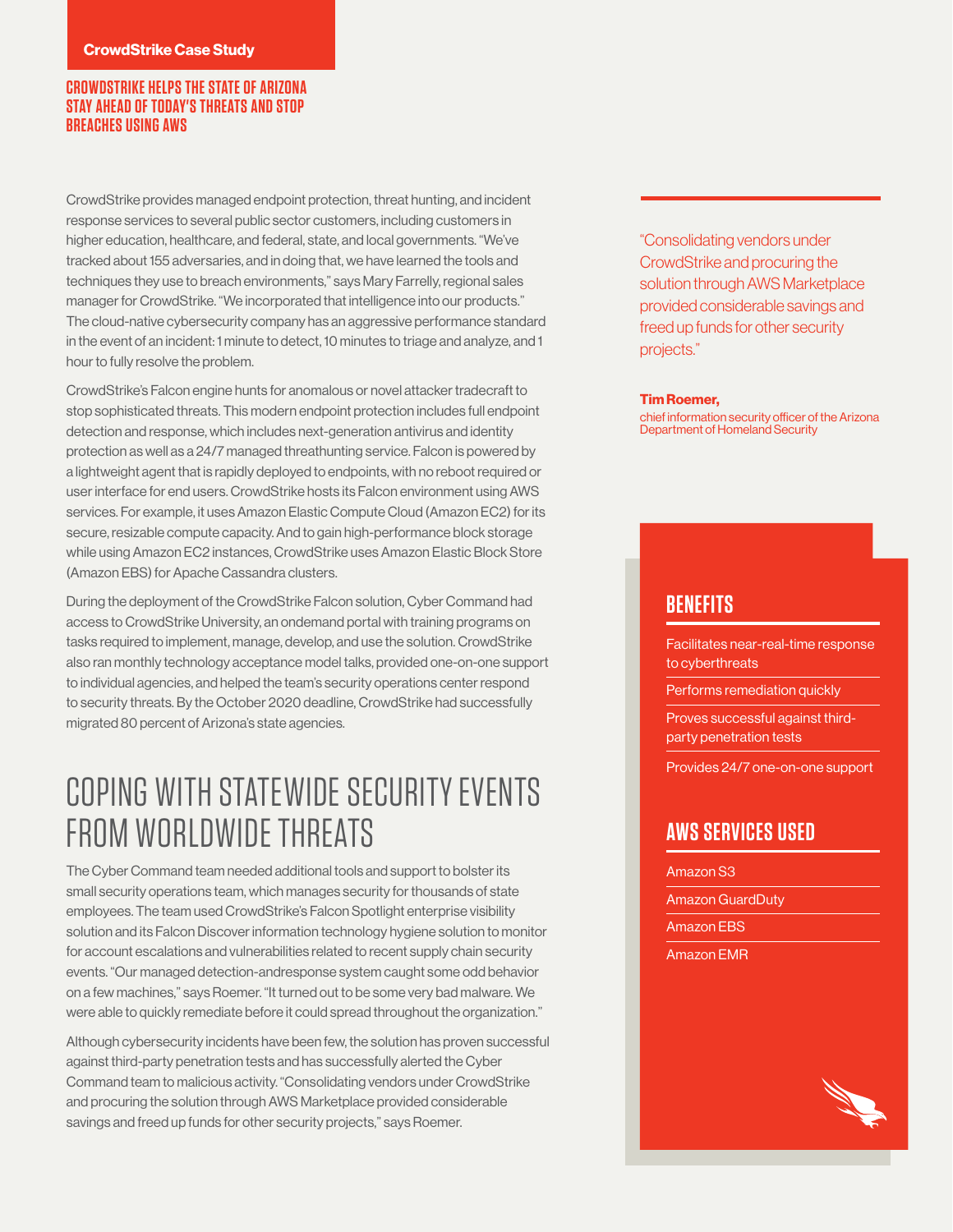CrowdStrike Case Study

**CROWDSTRIKE HELPS THE STATE OF ARIZONA STAY AHEAD OF TODAY'S THREATS AND STOP BREACHES USING AWS**

CrowdStrike provides managed endpoint protection, threat hunting, and incident response services to several public sector customers, including customers in higher education, healthcare, and federal, state, and local governments. "We've tracked about 155 adversaries, and in doing that, we have learned the tools and techniques they use to breach environments," says Mary Farrelly, regional sales manager for CrowdStrike. "We incorporated that intelligence into our products." The cloud-native cybersecurity company has an aggressive performance standard in the event of an incident: 1 minute to detect, 10 minutes to triage and analyze, and 1 hour to fully resolve the problem.

CrowdStrike's Falcon engine hunts for anomalous or novel attacker tradecraft to stop sophisticated threats. This modern endpoint protection includes full endpoint detection and response, which includes next-generation antivirus and identity protection as well as a 24/7 managed threathunting service. Falcon is powered by a lightweight agent that is rapidly deployed to endpoints, with no reboot required or user interface for end users. CrowdStrike hosts its Falcon environment using AWS services. For example, it uses Amazon Elastic Compute Cloud (Amazon EC2) for its secure, resizable compute capacity. And to gain high-performance block storage while using Amazon EC2 instances, CrowdStrike uses Amazon Elastic Block Store (Amazon EBS) for Apache Cassandra clusters.

During the deployment of the CrowdStrike Falcon solution, Cyber Command had access to CrowdStrike University, an ondemand portal with training programs on tasks required to implement, manage, develop, and use the solution. CrowdStrike also ran monthly technology acceptance model talks, provided one-on-one support to individual agencies, and helped the team's security operations center respond to security threats. By the October 2020 deadline, CrowdStrike had successfully migrated 80 percent of Arizona's state agencies.

## COPING WITH STATEWIDE SECURITY EVENTS FROM WORLDWIDE THREATS

The Cyber Command team needed additional tools and support to bolster its small security operations team, which manages security for thousands of state employees. The team used CrowdStrike's Falcon Spotlight enterprise visibility solution and its Falcon Discover information technology hygiene solution to monitor for account escalations and vulnerabilities related to recent supply chain security events. "Our managed detection-andresponse system caught some odd behavior on a few machines," says Roemer. "It turned out to be some very bad malware. We were able to quickly remediate before it could spread throughout the organization."

Although cybersecurity incidents have been few, the solution has proven successful against third-party penetration tests and has successfully alerted the Cyber Command team to malicious activity. "Consolidating vendors under CrowdStrike and procuring the solution through AWS Marketplace provided considerable savings and freed up funds for other security projects," says Roemer.

> "Consolidating vendors under CrowdStrike and procuring the solution through AWS Marketplace provided considerable savings and freed up funds for other security projects."
>
> **Tim Roemer,**
> chief information security officer of the Arizona Department of Homeland Security

### BENEFITS

- Facilitates near-real-time response to cyberthreats
- Performs remediation quickly
- Proves successful against third-party penetration tests
- Provides 24/7 one-on-one support

### AWS SERVICES USED

- Amazon S3
- Amazon GuardDuty
- Amazon EBS
- Amazon EMR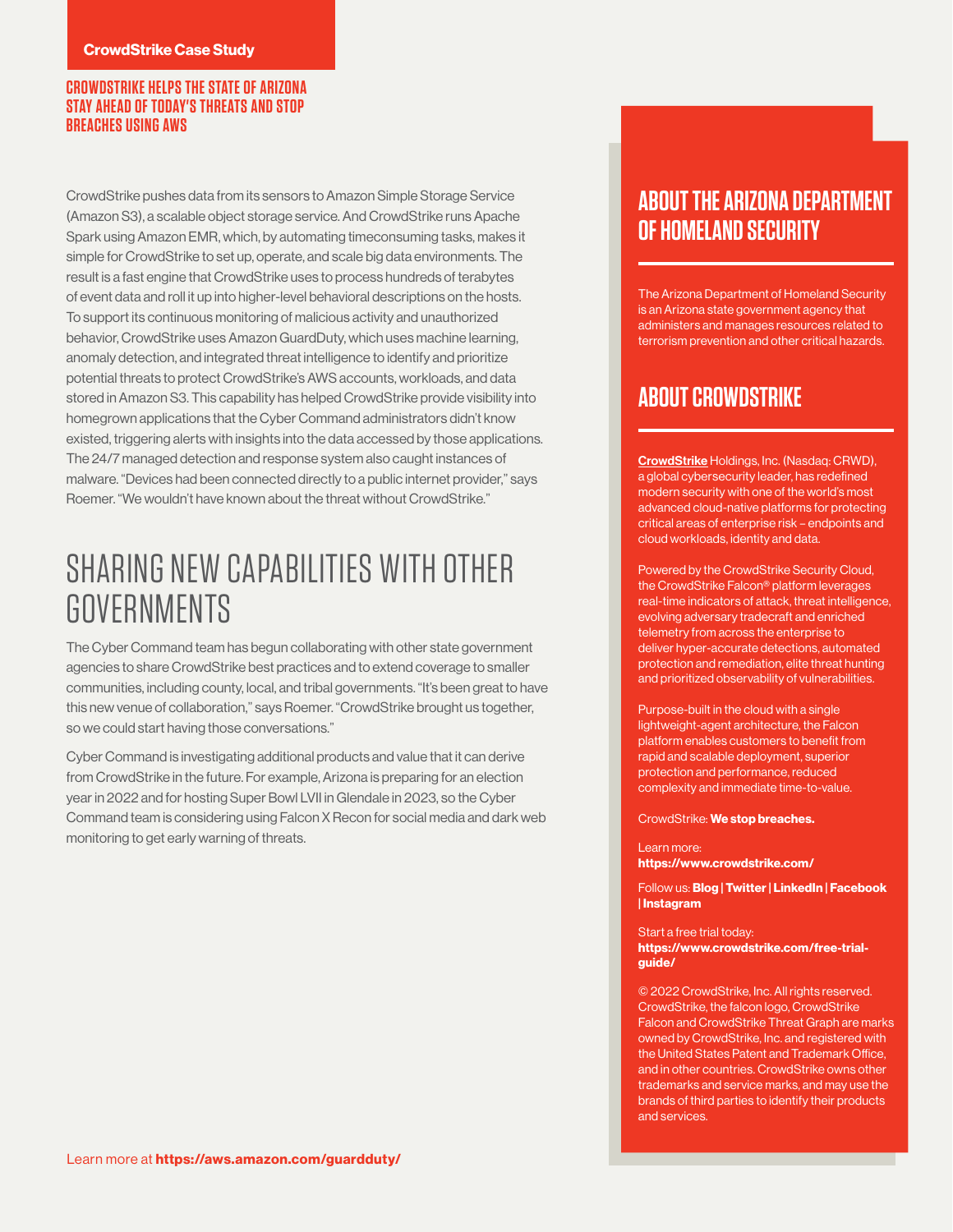CrowdStrike pushes data from its sensors to Amazon Simple Storage Service (Amazon S3), a scalable object storage service. And CrowdStrike runs Apache Spark using Amazon EMR, which, by automating timeconsuming tasks, makes it simple for CrowdStrike to set up, operate, and scale big data environments. The result is a fast engine that CrowdStrike uses to process hundreds of terabytes of event data and roll it up into higher-level behavioral descriptions on the hosts. To support its continuous monitoring of malicious activity and unauthorized behavior, CrowdStrike uses Amazon GuardDuty, which uses machine learning, anomaly detection, and integrated threat intelligence to identify and prioritize potential threats to protect CrowdStrike's AWS accounts, workloads, and data stored in Amazon S3. This capability has helped CrowdStrike provide visibility into homegrown applications that the Cyber Command administrators didn't know existed, triggering alerts with insights into the data accessed by those applications. The 24/7 managed detection and response system also caught instances of malware. "Devices had been connected directly to a public internet provider," says Roemer. "We wouldn't have known about the threat without CrowdStrike."

## SHARING NEW CAPABILITIES WITH OTHER GOVERNMENTS

The Cyber Command team has begun collaborating with other state government agencies to share CrowdStrike best practices and to extend coverage to smaller communities, including county, local, and tribal governments. "It's been great to have this new venue of collaboration," says Roemer. "CrowdStrike brought us together, so we could start having those conversations."

Cyber Command is investigating additional products and value that it can derive from CrowdStrike in the future. For example, Arizona is preparing for an election year in 2022 and for hosting Super Bowl LVII in Glendale in 2023, so the Cyber Command team is considering using Falcon X Recon for social media and dark web monitoring to get early warning of threats.

Learn more at **https://aws.amazon.com/guardduty/**

## ABOUT THE ARIZONA DEPARTMENT OF HOMELAND SECURITY

The Arizona Department of Homeland Security is an Arizona state government agency that administers and manages resources related to terrorism prevention and other critical hazards.

## ABOUT CROWDSTRIKE

CrowdStrike Holdings, Inc. (Nasdaq: CRWD), a global cybersecurity leader, has redefined modern security with one of the world's most advanced cloud-native platforms for protecting critical areas of enterprise risk – endpoints and cloud workloads, identity and data.

Powered by the CrowdStrike Security Cloud, the CrowdStrike Falcon® platform leverages real-time indicators of attack, threat intelligence, evolving adversary tradecraft and enriched telemetry from across the enterprise to deliver hyper-accurate detections, automated protection and remediation, elite threat hunting and prioritized observability of vulnerabilities.

Purpose-built in the cloud with a single lightweight-agent architecture, the Falcon platform enables customers to benefit from rapid and scalable deployment, superior protection and performance, reduced complexity and immediate time-to-value.

CrowdStrike: **We stop breaches.**

Learn more:
**https://www.crowdstrike.com/**

Follow us: **Blog | Twitter | LinkedIn | Facebook | Instagram**

Start a free trial today:
**https://www.crowdstrike.com/free-trial-guide/**

© 2022 CrowdStrike, Inc. All rights reserved. CrowdStrike, the falcon logo, CrowdStrike Falcon and CrowdStrike Threat Graph are marks owned by CrowdStrike, Inc. and registered with the United States Patent and Trademark Office, and in other countries. CrowdStrike owns other trademarks and service marks, and may use the brands of third parties to identify their products and services.